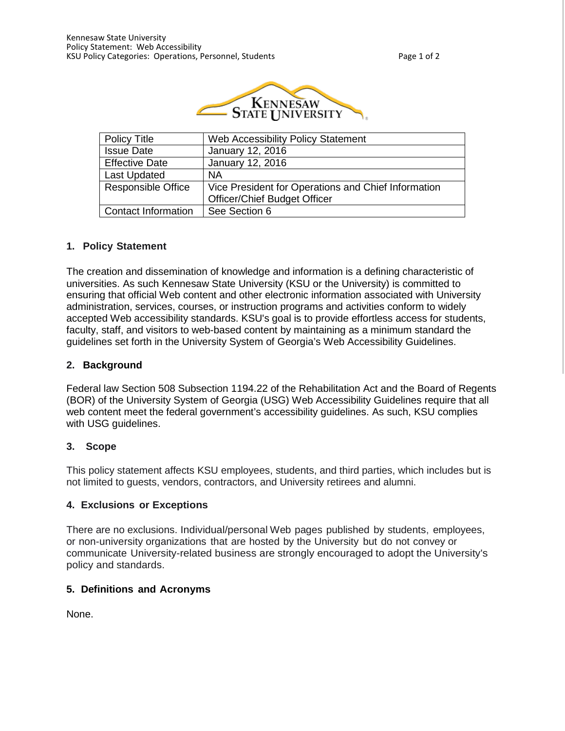| Policy Title | Web Accessibility Policy Statement |
| --- | --- |
| Issue Date | January 12, 2016 |
| Effective Date | January 12, 2016 |
| Last Updated | NA |
| Responsible Office | Vice President for Operations and Chief Information Officer/Chief Budget Officer |
| Contact Information | See Section 6 |

## 1. Policy Statement

The creation and dissemination of knowledge and information is a defining characteristic of universities. As such Kennesaw State University (KSU or the University) is committed to ensuring that official Web content and other electronic information associated with University administration, services, courses, or instruction programs and activities conform to widely accepted Web accessibility standards. KSU's goal is to provide effortless access for students, faculty, staff, and visitors to web-based content by maintaining as a minimum standard the guidelines set forth in the University System of Georgia's Web Accessibility Guidelines.

## 2. Background

Federal law Section 508 Subsection 1194.22 of the Rehabilitation Act and the Board of Regents (BOR) of the University System of Georgia (USG) Web Accessibility Guidelines require that all web content meet the federal government's accessibility guidelines. As such, KSU complies with USG guidelines.

## 3. Scope

This policy statement affects KSU employees, students, and third parties, which includes but is not limited to guests, vendors, contractors, and University retirees and alumni.

## 4. Exclusions or Exceptions

There are no exclusions. Individual/personal Web pages published by students, employees, or non-university organizations that are hosted by the University but do not convey or communicate University-related business are strongly encouraged to adopt the University's policy and standards.

## 5. Definitions and Acronyms

None.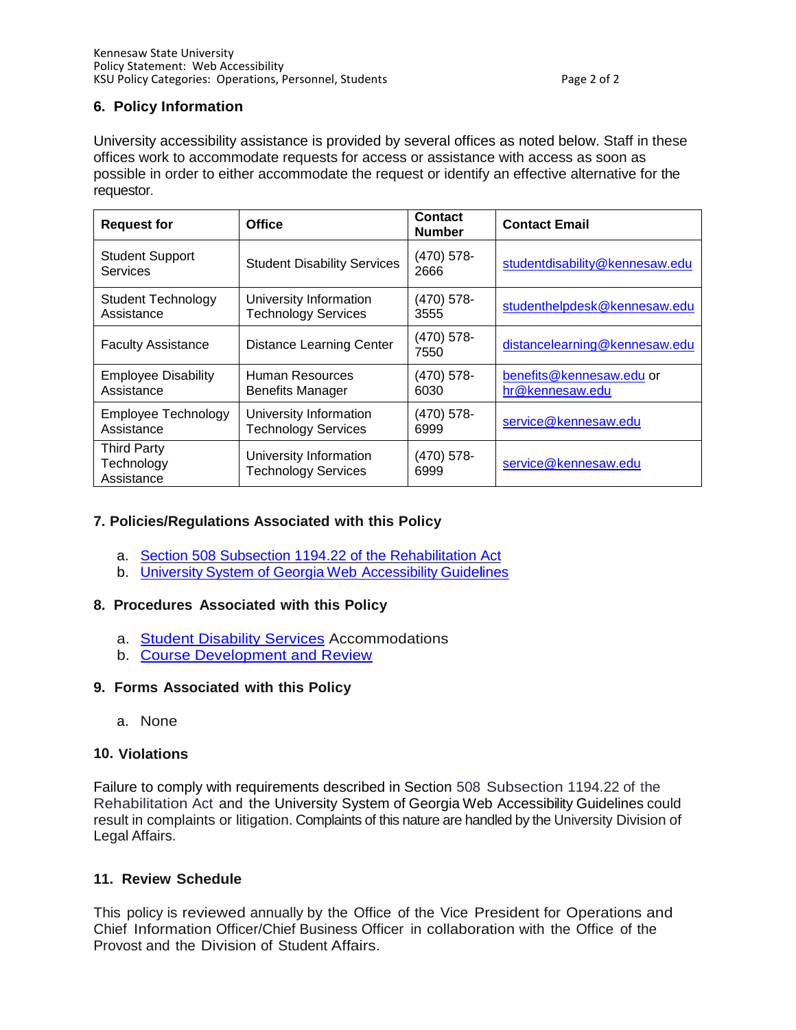## 6. Policy Information

University accessibility assistance is provided by several offices as noted below. Staff in these offices work to accommodate requests for access or assistance with access as soon as possible in order to either accommodate the request or identify an effective alternative for the requestor.

| Request for | Office | Contact Number | Contact Email |
|---|---|---|---|
| Student Support Services | Student Disability Services | (470) 578-2666 | studentdisability@kennesaw.edu |
| Student Technology Assistance | University Information Technology Services | (470) 578-3555 | studenthelpdesk@kennesaw.edu |
| Faculty Assistance | Distance Learning Center | (470) 578-7550 | distancelearning@kennesaw.edu |
| Employee Disability Assistance | Human Resources Benefits Manager | (470) 578-6030 | benefits@kennesaw.edu or hr@kennesaw.edu |
| Employee Technology Assistance | University Information Technology Services | (470) 578-6999 | service@kennesaw.edu |
| Third Party Technology Assistance | University Information Technology Services | (470) 578-6999 | service@kennesaw.edu |

## 7. Policies/Regulations Associated with this Policy

a. Section 508 Subsection 1194.22 of the Rehabilitation Act
b. University System of Georgia Web Accessibility Guidelines

## 8. Procedures Associated with this Policy

a. Student Disability Services Accommodations
b. Course Development and Review

## 9. Forms Associated with this Policy

a. None

## 10. Violations

Failure to comply with requirements described in Section 508 Subsection 1194.22 of the Rehabilitation Act and the University System of Georgia Web Accessibility Guidelines could result in complaints or litigation. Complaints of this nature are handled by the University Division of Legal Affairs.

## 11. Review Schedule

This policy is reviewed annually by the Office of the Vice President for Operations and Chief Information Officer/Chief Business Officer in collaboration with the Office of the Provost and the Division of Student Affairs.